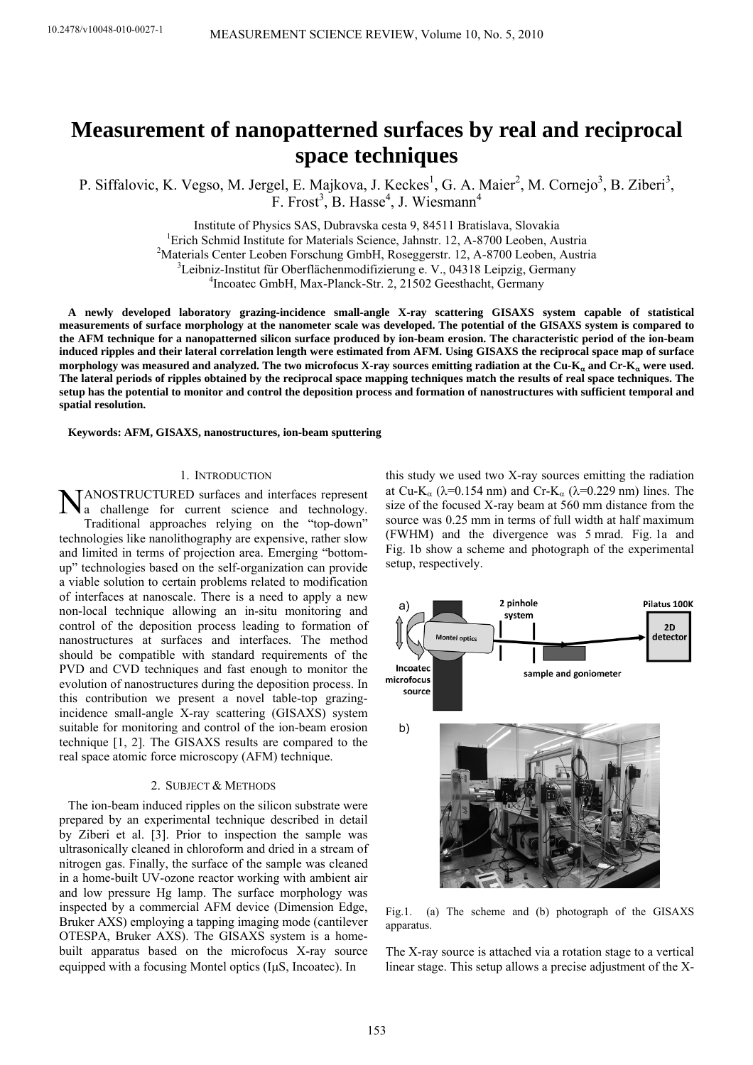# Measurement of nanopatterned surfaces by real and reciprocal space techniques

P. Siffalovic, K. Vegso, M. Jergel, E. Majkova, J. Keckes[1], G. A. Maier[2], M. Cornejo[3], B. Ziberi[3], F. Frost[3], B. Hasse[4], J. Wiesmann[4]

Institute of Physics SAS, Dubravska cesta 9, 84511 Bratislava, Slovakia
[1]Erich Schmid Institute for Materials Science, Jahnstr. 12, A-8700 Leoben, Austria
[2]Materials Center Leoben Forschung GmbH, Roseggerstr. 12, A-8700 Leoben, Austria
[3]Leibniz-Institut für Oberflächenmodifizierung e. V., 04318 Leipzig, Germany
[4]Incoatec GmbH, Max-Planck-Str. 2, 21502 Geesthacht, Germany

**A newly developed laboratory grazing-incidence small-angle X-ray scattering GISAXS system capable of statistical measurements of surface morphology at the nanometer scale was developed. The potential of the GISAXS system is compared to the AFM technique for a nanopatterned silicon surface produced by ion-beam erosion. The characteristic period of the ion-beam induced ripples and their lateral correlation length were estimated from AFM. Using GISAXS the reciprocal space map of surface morphology was measured and analyzed. The two microfocus X-ray sources emitting radiation at the Cu-$K_\alpha$ and Cr-$K_\alpha$ were used. The lateral periods of ripples obtained by the reciprocal space mapping techniques match the results of real space techniques. The setup has the potential to monitor and control the deposition process and formation of nanostructures with sufficient temporal and spatial resolution.**

**Keywords: AFM, GISAXS, nanostructures, ion-beam sputtering**

## 1. Introduction

Nanostructured surfaces and interfaces represent a challenge for current science and technology. Traditional approaches relying on the "top-down" technologies like nanolithography are expensive, rather slow and limited in terms of projection area. Emerging "bottom-up" technologies based on the self-organization can provide a viable solution to certain problems related to modification of interfaces at nanoscale. There is a need to apply a new non-local technique allowing an in-situ monitoring and control of the deposition process leading to formation of nanostructures at surfaces and interfaces. The method should be compatible with standard requirements of the PVD and CVD techniques and fast enough to monitor the evolution of nanostructures during the deposition process. In this contribution we present a novel table-top grazing-incidence small-angle X-ray scattering (GISAXS) system suitable for monitoring and control of the ion-beam erosion technique [1, 2]. The GISAXS results are compared to the real space atomic force microscopy (AFM) technique.

## 2. Subject & Methods

The ion-beam induced ripples on the silicon substrate were prepared by an experimental technique described in detail by Ziberi et al. [3]. Prior to inspection the sample was ultrasonically cleaned in chloroform and dried in a stream of nitrogen gas. Finally, the surface of the sample was cleaned in a home-built UV-ozone reactor working with ambient air and low pressure Hg lamp. The surface morphology was inspected by a commercial AFM device (Dimension Edge, Bruker AXS) employing a tapping imaging mode (cantilever OTESPA, Bruker AXS). The GISAXS system is a home-built apparatus based on the microfocus X-ray source equipped with a focusing Montel optics (IμS, Incoatec). In this study we used two X-ray sources emitting the radiation at Cu-$K_\alpha$ ($\lambda$=0.154 nm) and Cr-$K_\alpha$ ($\lambda$=0.229 nm) lines. The size of the focused X-ray beam at 560 mm distance from the source was 0.25 mm in terms of full width at half maximum (FWHM) and the divergence was 5 mrad. Fig. 1a and Fig. 1b show a scheme and photograph of the experimental setup, respectively.

Fig.1. (a) The scheme and (b) photograph of the GISAXS apparatus.

The X-ray source is attached via a rotation stage to a vertical linear stage. This setup allows a precise adjustment of the X-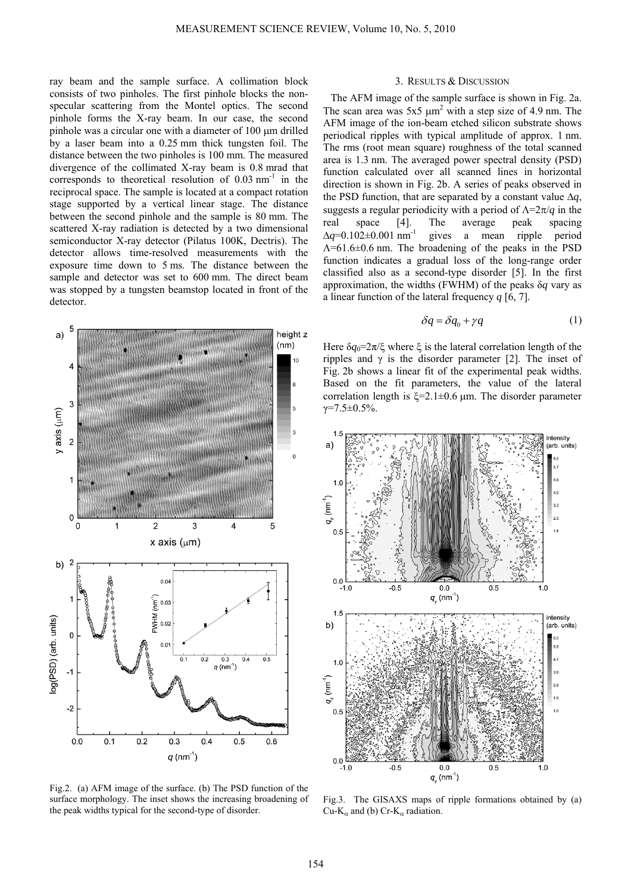ray beam and the sample surface. A collimation block consists of two pinholes. The first pinhole blocks the non-specular scattering from the Montel optics. The second pinhole forms the X-ray beam. In our case, the second pinhole was a circular one with a diameter of 100 μm drilled by a laser beam into a 0.25 mm thick tungsten foil. The distance between the two pinholes is 100 mm. The measured divergence of the collimated X-ray beam is 0.8 mrad that corresponds to theoretical resolution of 0.03 $nm^{-1}$ in the reciprocal space. The sample is located at a compact rotation stage supported by a vertical linear stage. The distance between the second pinhole and the sample is 80 mm. The scattered X-ray radiation is detected by a two dimensional semiconductor X-ray detector (Pilatus 100K, Dectris). The detector allows time-resolved measurements with the exposure time down to 5 ms. The distance between the sample and detector was set to 600 mm. The direct beam was stopped by a tungsten beamstop located in front of the detector.

Fig.2. (a) AFM image of the surface. (b) The PSD function of the surface morphology. The inset shows the increasing broadening of the peak widths typical for the second-type of disorder.

## 3. Results & Discussion

The AFM image of the sample surface is shown in Fig. 2a. The scan area was 5x5 $\mu m^2$ with a step size of 4.9 nm. The AFM image of the ion-beam etched silicon substrate shows periodical ripples with typical amplitude of approx. 1 nm. The rms (root mean square) roughness of the total scanned area is 1.3 nm. The averaged power spectral density (PSD) function calculated over all scanned lines in horizontal direction is shown in Fig. 2b. A series of peaks observed in the PSD function, that are separated by a constant value $\Delta q$, suggests a regular periodicity with a period of $\Lambda = 2\pi/q$ in the real space [4]. The average peak spacing $\Delta q = 0.102 \pm 0.001$ $nm^{-1}$ gives a mean ripple period $\Lambda = 61.6 \pm 0.6$ nm. The broadening of the peaks in the PSD function indicates a gradual loss of the long-range order classified also as a second-type disorder [5]. In the first approximation, the widths (FWHM) of the peaks $\delta q$ vary as a linear function of the lateral frequency $q$ [6, 7].

$$\delta q = \delta q_0 + \gamma q \tag{1}$$

Here $\delta q_0 = 2\pi/\xi$ where $\xi$ is the lateral correlation length of the ripples and $\gamma$ is the disorder parameter [2]. The inset of Fig. 2b shows a linear fit of the experimental peak widths. Based on the fit parameters, the value of the lateral correlation length is $\xi = 2.1 \pm 0.6$ μm. The disorder parameter $\gamma = 7.5 \pm 0.5\%$.

Fig.3. The GISAXS maps of ripple formations obtained by (a) Cu-$K_\alpha$ and (b) Cr-$K_\alpha$ radiation.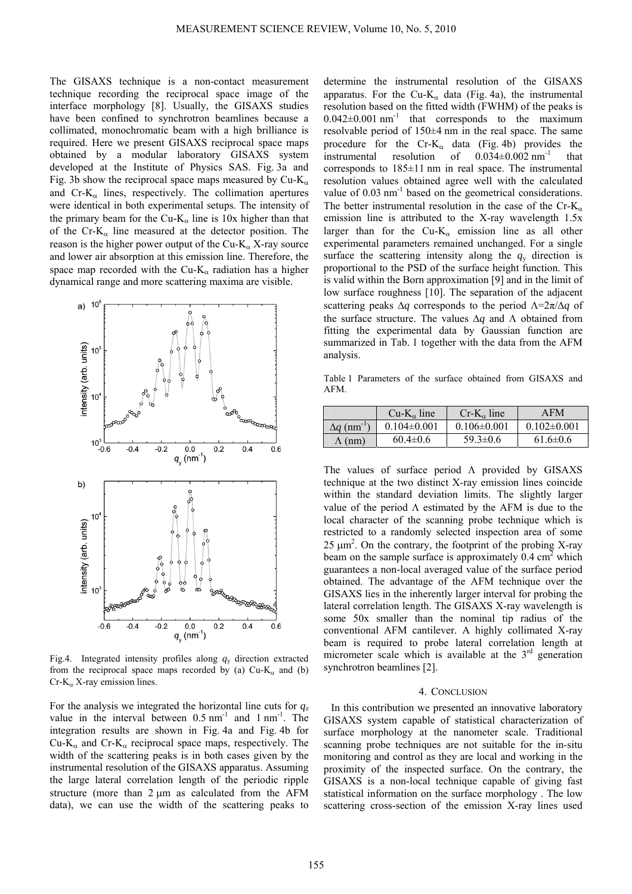The GISAXS technique is a non-contact measurement technique recording the reciprocal space image of the interface morphology [8]. Usually, the GISAXS studies have been confined to synchrotron beamlines because a collimated, monochromatic beam with a high brilliance is required. Here we present GISAXS reciprocal space maps obtained by a modular laboratory GISAXS system developed at the Institute of Physics SAS. Fig. 3a and Fig. 3b show the reciprocal space maps measured by Cu-$K_\alpha$ and Cr-$K_\alpha$ lines, respectively. The collimation apertures were identical in both experimental setups. The intensity of the primary beam for the Cu-$K_\alpha$ line is 10x higher than that of the Cr-$K_\alpha$ line measured at the detector position. The reason is the higher power output of the Cu-$K_\alpha$ X-ray source and lower air absorption at this emission line. Therefore, the space map recorded with the Cu-$K_\alpha$ radiation has a higher dynamical range and more scattering maxima are visible.

Fig.4. Integrated intensity profiles along $q_y$ direction extracted from the reciprocal space maps recorded by (a) Cu-$K_\alpha$ and (b) Cr-$K_\alpha$ X-ray emission lines.

For the analysis we integrated the horizontal line cuts for $q_z$ value in the interval between 0.5 nm$^{-1}$ and 1 nm$^{-1}$. The integration results are shown in Fig. 4a and Fig. 4b for Cu-$K_\alpha$ and Cr-$K_\alpha$ reciprocal space maps, respectively. The width of the scattering peaks is in both cases given by the instrumental resolution of the GISAXS apparatus. Assuming the large lateral correlation length of the periodic ripple structure (more than 2 μm as calculated from the AFM data), we can use the width of the scattering peaks to determine the instrumental resolution of the GISAXS apparatus. For the Cu-$K_\alpha$ data (Fig. 4a), the instrumental resolution based on the fitted width (FWHM) of the peaks is 0.042±0.001 nm$^{-1}$ that corresponds to the maximum resolvable period of 150±4 nm in the real space. The same procedure for the Cr-$K_\alpha$ data (Fig. 4b) provides the instrumental resolution of 0.034±0.002 nm$^{-1}$ that corresponds to 185±11 nm in real space. The instrumental resolution values obtained agree well with the calculated value of 0.03 nm$^{-1}$ based on the geometrical considerations. The better instrumental resolution in the case of the Cr-$K_\alpha$ emission line is attributed to the X-ray wavelength 1.5x larger than for the Cu-$K_\alpha$ emission line as all other experimental parameters remained unchanged. For a single surface the scattering intensity along the $q_y$ direction is proportional to the PSD of the surface height function. This is valid within the Born approximation [9] and in the limit of low surface roughness [10]. The separation of the adjacent scattering peaks $\Delta q$ corresponds to the period $\Lambda=2\pi/\Delta q$ of the surface structure. The values $\Delta q$ and $\Lambda$ obtained from fitting the experimental data by Gaussian function are summarized in Tab. 1 together with the data from the AFM analysis.

Table 1 Parameters of the surface obtained from GISAXS and AFM.

| | Cu-$K_\alpha$ line | Cr-$K_\alpha$ line | AFM |
|---|---|---|---|
| $\Delta q$ (nm$^{-1}$) | 0.104±0.001 | 0.106±0.001 | 0.102±0.001 |
| $\Lambda$ (nm) | 60.4±0.6 | 59.3±0.6 | 61.6±0.6 |

The values of surface period $\Lambda$ provided by GISAXS technique at the two distinct X-ray emission lines coincide within the standard deviation limits. The slightly larger value of the period $\Lambda$ estimated by the AFM is due to the local character of the scanning probe technique which is restricted to a randomly selected inspection area of some 25 μm$^2$. On the contrary, the footprint of the probing X-ray beam on the sample surface is approximately 0.4 cm$^2$ which guarantees a non-local averaged value of the surface period obtained. The advantage of the AFM technique over the GISAXS lies in the inherently larger interval for probing the lateral correlation length. The GISAXS X-ray wavelength is some 50x smaller than the nominal tip radius of the conventional AFM cantilever. A highly collimated X-ray beam is required to probe lateral correlation length at micrometer scale which is available at the 3rd generation synchrotron beamlines [2].

## 4. Conclusion

In this contribution we presented an innovative laboratory GISAXS system capable of statistical characterization of surface morphology at the nanometer scale. Traditional scanning probe techniques are not suitable for the in-situ monitoring and control as they are local and working in the proximity of the inspected surface. On the contrary, the GISAXS is a non-local technique capable of giving fast statistical information on the surface morphology . The low scattering cross-section of the emission X-ray lines used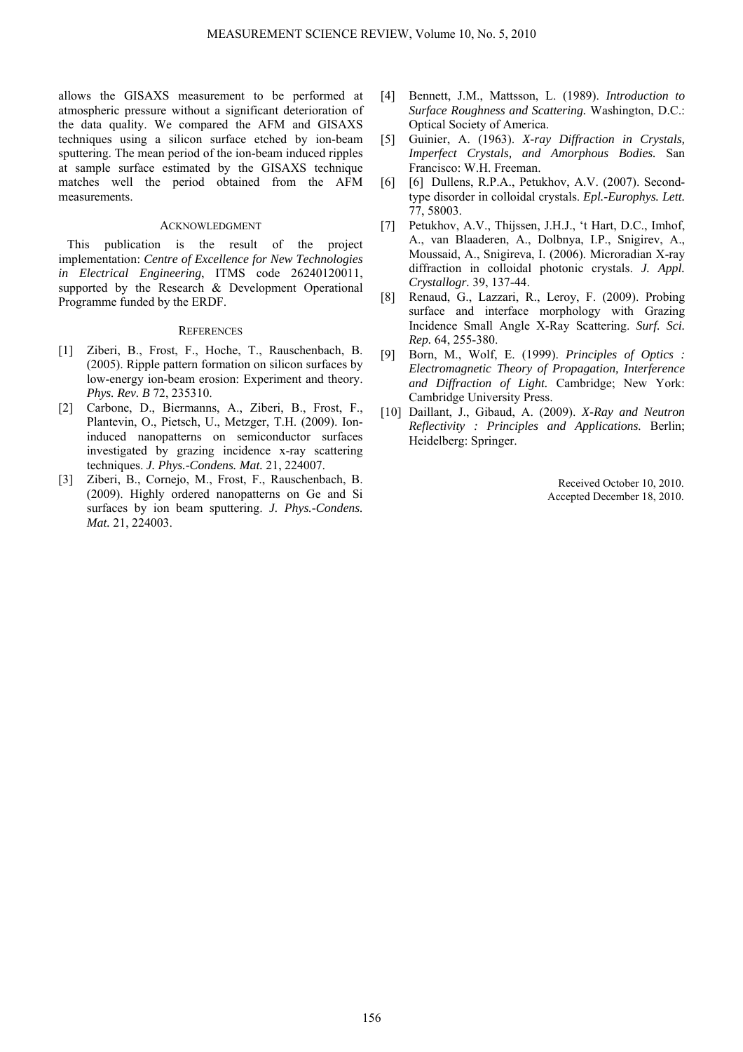allows the GISAXS measurement to be performed at atmospheric pressure without a significant deterioration of the data quality. We compared the AFM and GISAXS techniques using a silicon surface etched by ion-beam sputtering. The mean period of the ion-beam induced ripples at sample surface estimated by the GISAXS technique matches well the period obtained from the AFM measurements.

## ACKNOWLEDGMENT

This publication is the result of the project implementation: *Centre of Excellence for New Technologies in Electrical Engineering*, ITMS code 26240120011, supported by the Research & Development Operational Programme funded by the ERDF.

## REFERENCES

[1] Ziberi, B., Frost, F., Hoche, T., Rauschenbach, B. (2005). Ripple pattern formation on silicon surfaces by low-energy ion-beam erosion: Experiment and theory. *Phys. Rev. B* 72, 235310.

[2] Carbone, D., Biermanns, A., Ziberi, B., Frost, F., Plantevin, O., Pietsch, U., Metzger, T.H. (2009). Ion-induced nanopatterns on semiconductor surfaces investigated by grazing incidence x-ray scattering techniques. *J. Phys.-Condens. Mat.* 21, 224007.

[3] Ziberi, B., Cornejo, M., Frost, F., Rauschenbach, B. (2009). Highly ordered nanopatterns on Ge and Si surfaces by ion beam sputtering. *J. Phys.-Condens. Mat.* 21, 224003.

[4] Bennett, J.M., Mattsson, L. (1989). *Introduction to Surface Roughness and Scattering.* Washington, D.C.: Optical Society of America.

[5] Guinier, A. (1963). *X-ray Diffraction in Crystals, Imperfect Crystals, and Amorphous Bodies.* San Francisco: W.H. Freeman.

[6] [6] Dullens, R.P.A., Petukhov, A.V. (2007). Second-type disorder in colloidal crystals. *Epl.-Europhys. Lett.* 77, 58003.

[7] Petukhov, A.V., Thijssen, J.H.J., 't Hart, D.C., Imhof, A., van Blaaderen, A., Dolbnya, I.P., Snigirev, A., Moussaid, A., Snigireva, I. (2006). Microradian X-ray diffraction in colloidal photonic crystals. *J. Appl. Crystallogr.* 39, 137-44.

[8] Renaud, G., Lazzari, R., Leroy, F. (2009). Probing surface and interface morphology with Grazing Incidence Small Angle X-Ray Scattering. *Surf. Sci. Rep.* 64, 255-380.

[9] Born, M., Wolf, E. (1999). *Principles of Optics : Electromagnetic Theory of Propagation, Interference and Diffraction of Light.* Cambridge; New York: Cambridge University Press.

[10] Daillant, J., Gibaud, A. (2009). *X-Ray and Neutron Reflectivity : Principles and Applications.* Berlin; Heidelberg: Springer.

Received October 10, 2010.
Accepted December 18, 2010.